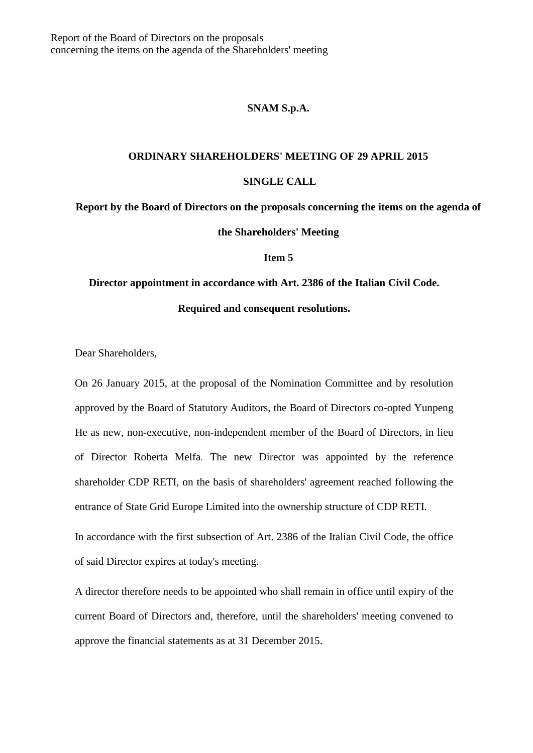Report of the Board of Directors on the proposals
concerning the items on the agenda of the Shareholders' meeting

**SNAM S.p.A.**

**ORDINARY SHAREHOLDERS' MEETING OF 29 APRIL 2015**

**SINGLE CALL**

**Report by the Board of Directors on the proposals concerning the items on the agenda of the Shareholders' Meeting**

**Item 5**

**Director appointment in accordance with Art. 2386 of the Italian Civil Code.**

**Required and consequent resolutions.**

Dear Shareholders,

On 26 January 2015, at the proposal of the Nomination Committee and by resolution approved by the Board of Statutory Auditors, the Board of Directors co-opted Yunpeng He as new, non-executive, non-independent member of the Board of Directors, in lieu of Director Roberta Melfa. The new Director was appointed by the reference shareholder CDP RETI, on the basis of shareholders' agreement reached following the entrance of State Grid Europe Limited into the ownership structure of CDP RETI.

In accordance with the first subsection of Art. 2386 of the Italian Civil Code, the office of said Director expires at today's meeting.

A director therefore needs to be appointed who shall remain in office until expiry of the current Board of Directors and, therefore, until the shareholders' meeting convened to approve the financial statements as at 31 December 2015.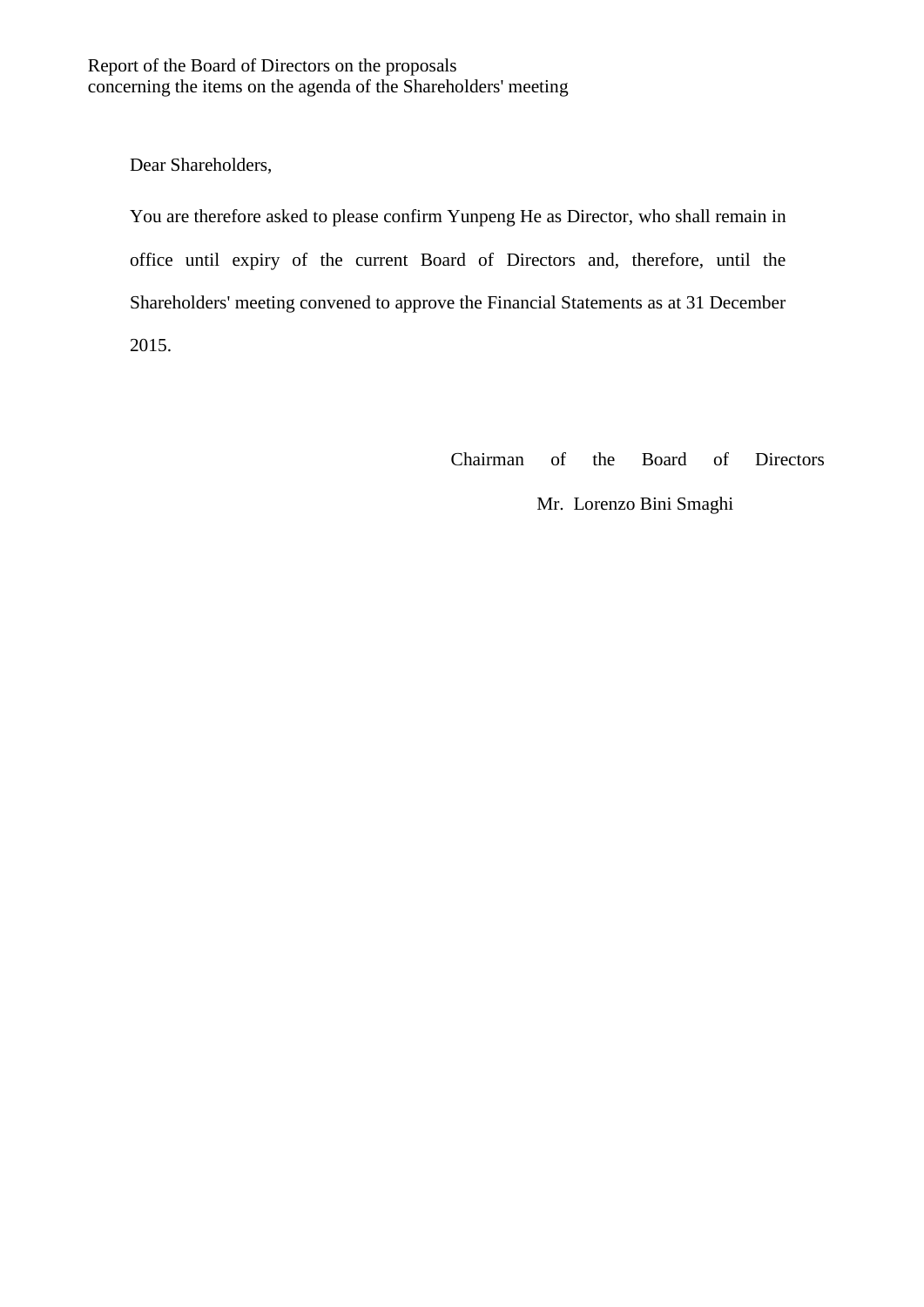Dear Shareholders,

You are therefore asked to please confirm Yunpeng He as Director, who shall remain in office until expiry of the current Board of Directors and, therefore, until the Shareholders' meeting convened to approve the Financial Statements as at 31 December 2015.

Chairman of the Board of Directors

Mr. Lorenzo Bini Smaghi